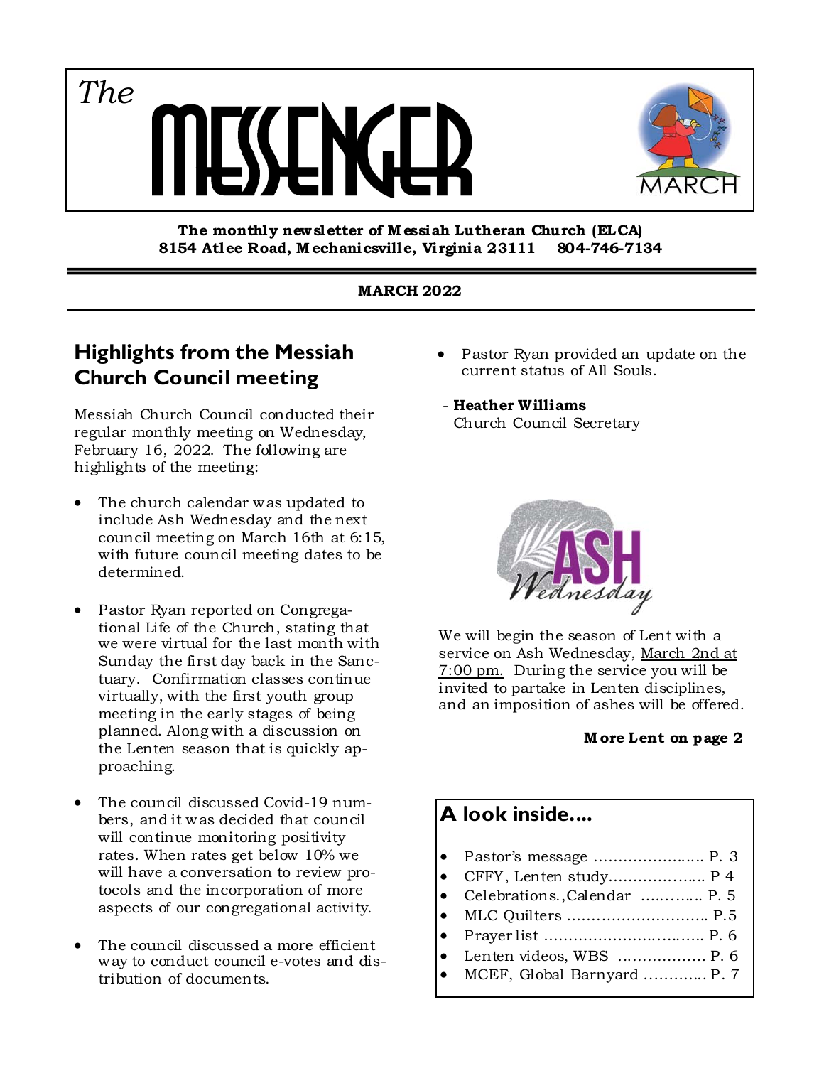# *The* MESSENGER

MARCH

**The monthly newsletter of Messiah Lutheran Church (ELCA)**
**8154 Atlee Road, Mechanicsville, Virginia 23111 804-746-7134**

**MARCH 2022**

## Highlights from the Messiah Church Council meeting

Messiah Church Council conducted their regular monthly meeting on Wednesday, February 16, 2022. The following are highlights of the meeting:

- The church calendar was updated to include Ash Wednesday and the next council meeting on March 16th at 6:15, with future council meeting dates to be determined.
- Pastor Ryan reported on Congregational Life of the Church, stating that we were virtual for the last month with Sunday the first day back in the Sanctuary. Confirmation classes continue virtually, with the first youth group meeting in the early stages of being planned. Along with a discussion on the Lenten season that is quickly approaching.
- The council discussed Covid-19 numbers, and it was decided that council will continue monitoring positivity rates. When rates get below 10% we will have a conversation to review protocols and the incorporation of more aspects of our congregational activity.
- The council discussed a more efficient way to conduct council e-votes and distribution of documents.
- Pastor Ryan provided an update on the current status of All Souls.

\- **Heather Williams**
Church Council Secretary

ASH *Wednesday*

We will begin the season of Lent with a service on Ash Wednesday, March 2nd at 7:00 pm. During the service you will be invited to partake in Lenten disciplines, and an imposition of ashes will be offered.

**More Lent on page 2**

## A look inside....

- Pastor's message ........................ P. 3
- CFFY, Lenten study.................... P 4
- Celebrations.,Calendar ............ P. 5
- MLC Quilters ............................ P.5
- Prayer list .................................. P. 6
- Lenten videos, WBS .................. P. 6
- MCEF, Global Barnyard ............. P. 7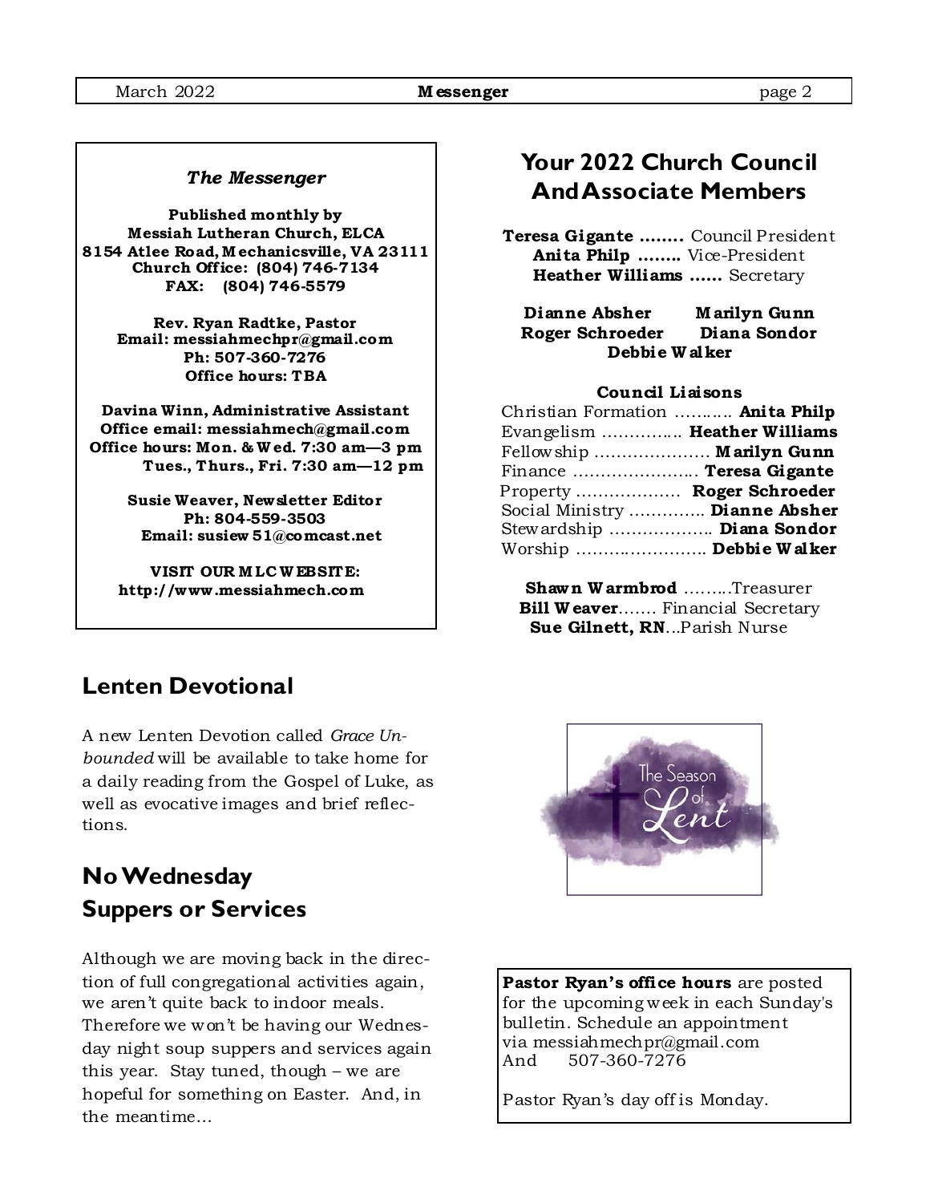### *The Messenger*

**Published monthly by**
**Messiah Lutheran Church, ELCA**
**8154 Atlee Road, Mechanicsville, VA 23111**
**Church Office: (804) 746-7134**
**FAX: (804) 746-5579**

**Rev. Ryan Radtke, Pastor**
**Email: messiahmechpr@gmail.com**
**Ph: 507-360-7276**
**Office hours: TBA**

**Davina Winn, Administrative Assistant**
**Office email: messiahmech@gmail.com**
**Office hours: Mon. & Wed. 7:30 am—3 pm**
**Tues., Thurs., Fri. 7:30 am—12 pm**

**Susie Weaver, Newsletter Editor**
**Ph: 804-559-3503**
**Email: susiew51@comcast.net**

**VISIT OUR MLC WEBSITE:**
**http://www.messiahmech.com**

## Your 2022 Church Council And Associate Members

**Teresa Gigante ……..** Council President
**Anita Philp ……..** Vice-President
**Heather Williams ……** Secretary

**Dianne Absher** **Marilyn Gunn**
**Roger Schroeder** **Diana Sondor**
**Debbie Walker**

**Council Liaisons**

Christian Formation ……….. **Anita Philp**
Evangelism ………….. **Heather Williams**
Fellowship ………………… **Marilyn Gunn**
Finance ………………….. **Teresa Gigante**
Property ………………. **Roger Schroeder**
Social Ministry …………. **Dianne Absher**
Stewardship …………….. **Diana Sondor**
Worship …………………… **Debbie Walker**

**Shawn Warmbrod** ……..Treasurer
**Bill Weaver**……. Financial Secretary
**Sue Gilnett, RN**...Parish Nurse

## Lenten Devotional

A new Lenten Devotion called *Grace Unbounded* will be available to take home for a daily reading from the Gospel of Luke, as well as evocative images and brief reflections.

## No Wednesday Suppers or Services

Although we are moving back in the direction of full congregational activities again, we aren't quite back to indoor meals. Therefore we won't be having our Wednesday night soup suppers and services again this year. Stay tuned, though – we are hopeful for something on Easter. And, in the meantime…

**Pastor Ryan's office hours** are posted for the upcoming week in each Sunday's bulletin. Schedule an appointment via messiahmechpr@gmail.com And 507-360-7276

Pastor Ryan's day off is Monday.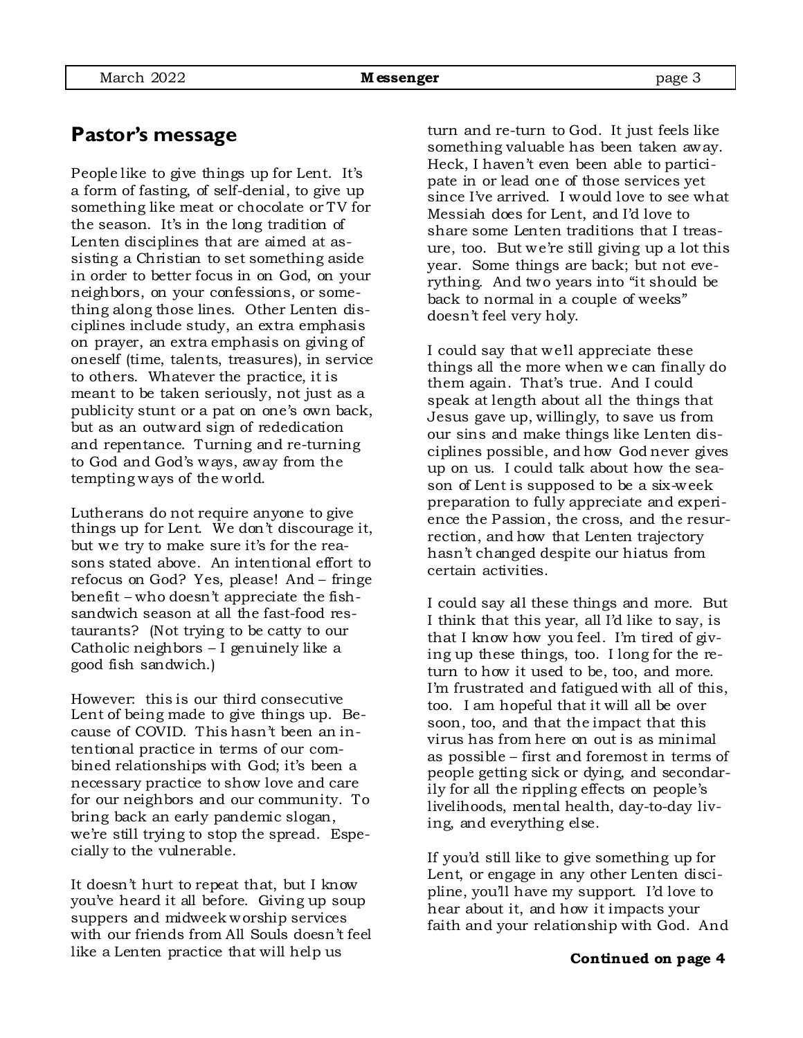## Pastor's message

People like to give things up for Lent. It's a form of fasting, of self-denial, to give up something like meat or chocolate or TV for the season. It's in the long tradition of Lenten disciplines that are aimed at assisting a Christian to set something aside in order to better focus in on God, on your neighbors, on your confessions, or something along those lines. Other Lenten disciplines include study, an extra emphasis on prayer, an extra emphasis on giving of oneself (time, talents, treasures), in service to others. Whatever the practice, it is meant to be taken seriously, not just as a publicity stunt or a pat on one's own back, but as an outward sign of rededication and repentance. Turning and re-turning to God and God's ways, away from the tempting ways of the world.

Lutherans do not require anyone to give things up for Lent. We don't discourage it, but we try to make sure it's for the reasons stated above. An intentional effort to refocus on God? Yes, please! And – fringe benefit – who doesn't appreciate the fish-sandwich season at all the fast-food restaurants? (Not trying to be catty to our Catholic neighbors – I genuinely like a good fish sandwich.)

However: this is our third consecutive Lent of being made to give things up. Because of COVID. This hasn't been an intentional practice in terms of our combined relationships with God; it's been a necessary practice to show love and care for our neighbors and our community. To bring back an early pandemic slogan, we're still trying to stop the spread. Especially to the vulnerable.

It doesn't hurt to repeat that, but I know you've heard it all before. Giving up soup suppers and midweek worship services with our friends from All Souls doesn't feel like a Lenten practice that will help us turn and re-turn to God. It just feels like something valuable has been taken away. Heck, I haven't even been able to participate in or lead one of those services yet since I've arrived. I would love to see what Messiah does for Lent, and I'd love to share some Lenten traditions that I treasure, too. But we're still giving up a lot this year. Some things are back; but not everything. And two years into "it should be back to normal in a couple of weeks" doesn't feel very holy.

I could say that we'll appreciate these things all the more when we can finally do them again. That's true. And I could speak at length about all the things that Jesus gave up, willingly, to save us from our sins and make things like Lenten disciplines possible, and how God never gives up on us. I could talk about how the season of Lent is supposed to be a six-week preparation to fully appreciate and experience the Passion, the cross, and the resurrection, and how that Lenten trajectory hasn't changed despite our hiatus from certain activities.

I could say all these things and more. But I think that this year, all I'd like to say, is that I know how you feel. I'm tired of giving up these things, too. I long for the return to how it used to be, too, and more. I'm frustrated and fatigued with all of this, too. I am hopeful that it will all be over soon, too, and that the impact that this virus has from here on out is as minimal as possible – first and foremost in terms of people getting sick or dying, and secondarily for all the rippling effects on people's livelihoods, mental health, day-to-day living, and everything else.

If you'd still like to give something up for Lent, or engage in any other Lenten discipline, you'll have my support. I'd love to hear about it, and how it impacts your faith and your relationship with God. And

**Continued on page 4**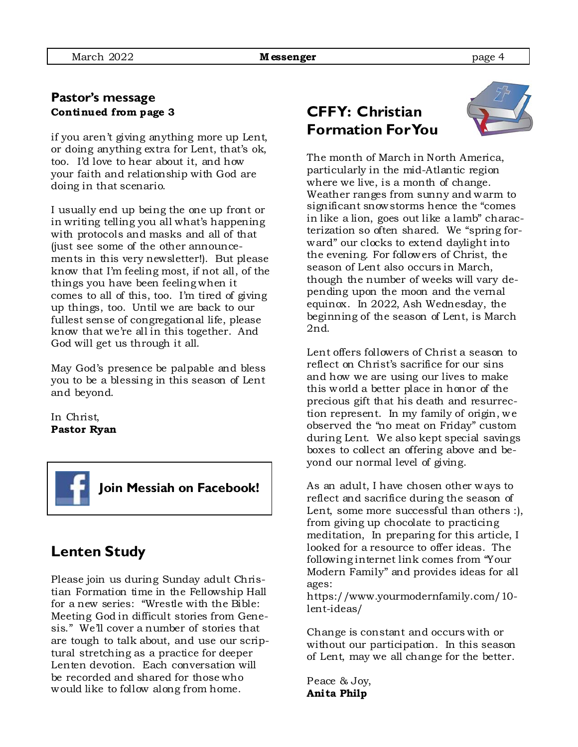## Pastor's message

**Continued from page 3**

if you aren't giving anything more up Lent, or doing anything extra for Lent, that's ok, too. I'd love to hear about it, and how your faith and relationship with God are doing in that scenario.

I usually end up being the one up front or in writing telling you all what's happening with protocols and masks and all of that (just see some of the other announcements in this very newsletter!). But please know that I'm feeling most, if not all, of the things you have been feeling when it comes to all of this, too. I'm tired of giving up things, too. Until we are back to our fullest sense of congregational life, please know that we're all in this together. And God will get us through it all.

May God's presence be palpable and bless you to be a blessing in this season of Lent and beyond.

In Christ,
**Pastor Ryan**

**Join Messiah on Facebook!**

## Lenten Study

Please join us during Sunday adult Christian Formation time in the Fellowship Hall for a new series: "Wrestle with the Bible: Meeting God in difficult stories from Genesis." We'll cover a number of stories that are tough to talk about, and use our scriptural stretching as a practice for deeper Lenten devotion. Each conversation will be recorded and shared for those who would like to follow along from home.

## CFFY: Christian Formation For You

The month of March in North America, particularly in the mid-Atlantic region where we live, is a month of change. Weather ranges from sunny and warm to significant snowstorms hence the "comes in like a lion, goes out like a lamb" characterization so often shared. We "spring forward" our clocks to extend daylight into the evening. For followers of Christ, the season of Lent also occurs in March, though the number of weeks will vary depending upon the moon and the vernal equinox. In 2022, Ash Wednesday, the beginning of the season of Lent, is March 2nd.

Lent offers followers of Christ a season to reflect on Christ's sacrifice for our sins and how we are using our lives to make this world a better place in honor of the precious gift that his death and resurrection represent. In my family of origin, we observed the "no meat on Friday" custom during Lent. We also kept special savings boxes to collect an offering above and beyond our normal level of giving.

As an adult, I have chosen other ways to reflect and sacrifice during the season of Lent, some more successful than others :), from giving up chocolate to practicing meditation, In preparing for this article, I looked for a resource to offer ideas. The following internet link comes from "Your Modern Family" and provides ideas for all ages:
https://www.yourmodernfamily.com/10-lent-ideas/

Change is constant and occurs with or without our participation. In this season of Lent, may we all change for the better.

Peace & Joy,
**Anita Philp**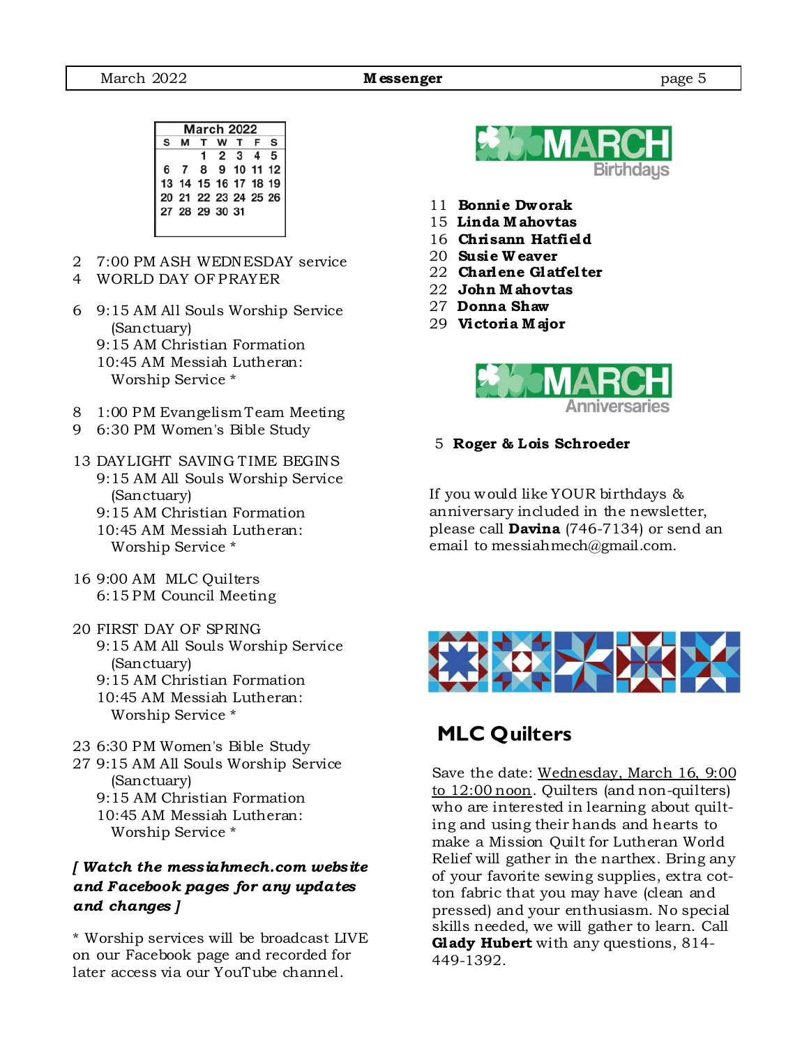| March 2022 | | | | | | |
|---|---|---|---|---|---|---|
| S | M | T | W | T | F | S |
| | | 1 | 2 | 3 | 4 | 5 |
| 6 | 7 | 8 | 9 | 10 | 11 | 12 |
| 13 | 14 | 15 | 16 | 17 | 18 | 19 |
| 20 | 21 | 22 | 23 | 24 | 25 | 26 |
| 27 | 28 | 29 | 30 | 31 | | |

2 7:00 PM ASH WEDNESDAY service
4 WORLD DAY OF PRAYER

6 9:15 AM All Souls Worship Service (Sanctuary)
9:15 AM Christian Formation
10:45 AM Messiah Lutheran: Worship Service *

8 1:00 PM Evangelism Team Meeting
9 6:30 PM Women's Bible Study

13 DAYLIGHT SAVING TIME BEGINS
9:15 AM All Souls Worship Service (Sanctuary)
9:15 AM Christian Formation
10:45 AM Messiah Lutheran: Worship Service *

16 9:00 AM MLC Quilters
6:15 PM Council Meeting

20 FIRST DAY OF SPRING
9:15 AM All Souls Worship Service (Sanctuary)
9:15 AM Christian Formation
10:45 AM Messiah Lutheran: Worship Service *

23 6:30 PM Women's Bible Study
27 9:15 AM All Souls Worship Service (Sanctuary)
9:15 AM Christian Formation
10:45 AM Messiah Lutheran: Worship Service *

***[ Watch the messiahmech.com website and Facebook pages for any updates and changes ]***

* Worship services will be broadcast LIVE on our Facebook page and recorded for later access via our YouTube channel.

## MARCH Birthdays

11 **Bonnie Dworak**
15 **Linda Mahovtas**
16 **Chrisann Hatfield**
20 **Susie Weaver**
22 **Charlene Glatfelter**
22 **John Mahovtas**
27 **Donna Shaw**
29 **Victoria Major**

## MARCH Anniversaries

5 **Roger & Lois Schroeder**

If you would like YOUR birthdays & anniversary included in the newsletter, please call **Davina** (746-7134) or send an email to messiahmech@gmail.com.

## MLC Quilters

Save the date: Wednesday, March 16, 9:00 to 12:00 noon. Quilters (and non-quilters) who are interested in learning about quilting and using their hands and hearts to make a Mission Quilt for Lutheran World Relief will gather in the narthex. Bring any of your favorite sewing supplies, extra cotton fabric that you may have (clean and pressed) and your enthusiasm. No special skills needed, we will gather to learn. Call **Glady Hubert** with any questions, 814-449-1392.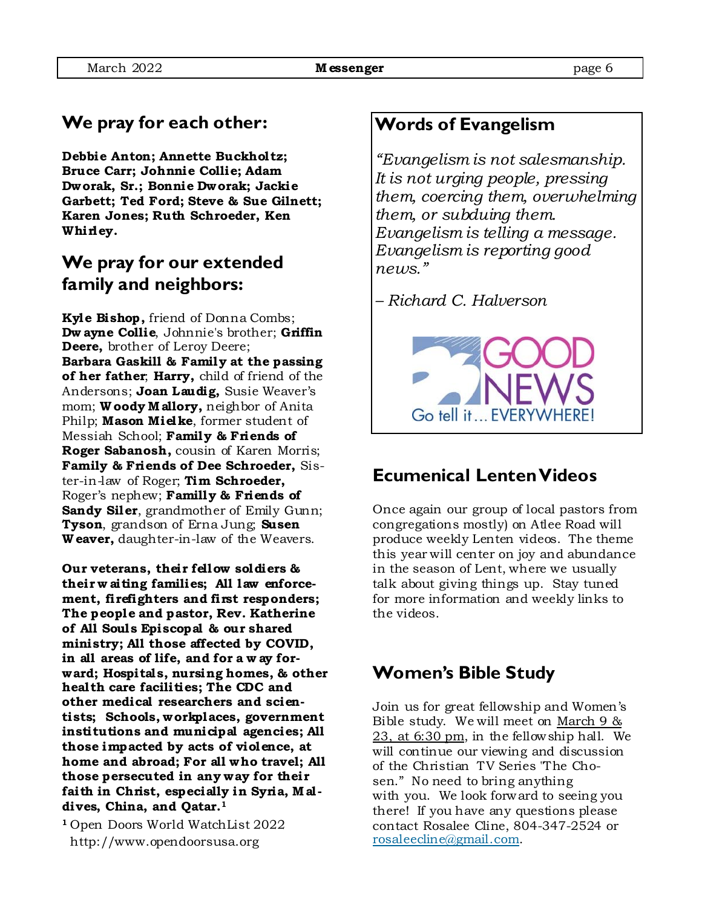## We pray for each other:

**Debbie Anton; Annette Buckholtz; Bruce Carr; Johnnie Collie; Adam Dworak, Sr.; Bonnie Dworak; Jackie Garbett; Ted Ford; Steve & Sue Gilnett; Karen Jones; Ruth Schroeder, Ken Whirley.**

## We pray for our extended family and neighbors:

**Kyle Bishop,** friend of Donna Combs; **Dwayne Collie**, Johnnie's brother; **Griffin Deere,** brother of Leroy Deere; **Barbara Gaskill & Family at the passing of her father**; **Harry,** child of friend of the Andersons; **Joan Laudig,** Susie Weaver's mom; **Woody Mallory,** neighbor of Anita Philp; **Mason Mielke**, former student of Messiah School; **Family & Friends of Roger Sabanosh,** cousin of Karen Morris; **Family & Friends of Dee Schroeder,** Sister-in-law of Roger; **Tim Schroeder,** Roger's nephew; **Familly & Friends of Sandy Siler**, grandmother of Emily Gunn; **Tyson**, grandson of Erna Jung; **Susen Weaver,** daughter-in-law of the Weavers.

**Our veterans, their fellow soldiers & their waiting families; All law enforcement, firefighters and first responders; The people and pastor, Rev. Katherine of All Souls Episcopal & our shared ministry; All those affected by COVID, in all areas of life, and for a way forward; Hospitals, nursing homes, & other health care facilities; The CDC and other medical researchers and scientists; Schools, workplaces, government institutions and municipal agencies; All those impacted by acts of violence, at home and abroad; For all who travel; All those persecuted in any way for their faith in Christ, especially in Syria, Maldives, China, and Qatar.[1]**

[1] Open Doors World WatchList 2022 http://www.opendoorsusa.org

## Words of Evangelism

*"Evangelism is not salesmanship. It is not urging people, pressing them, coercing them, overwhelming them, or subduing them. Evangelism is telling a message. Evangelism is reporting good news."*

*– Richard C. Halverson*

GOOD NEWS
Go tell it… EVERYWHERE!

## Ecumenical Lenten Videos

Once again our group of local pastors from congregations mostly) on Atlee Road will produce weekly Lenten videos. The theme this year will center on joy and abundance in the season of Lent, where we usually talk about giving things up. Stay tuned for more information and weekly links to the videos.

## Women's Bible Study

Join us for great fellowship and Women's Bible study. We will meet on March 9 & 23, at 6:30 pm, in the fellowship hall. We will continue our viewing and discussion of the Christian TV Series "The Chosen." No need to bring anything with you. We look forward to seeing you there! If you have any questions please contact Rosalee Cline, 804-347-2524 or rosaleecline@gmail.com.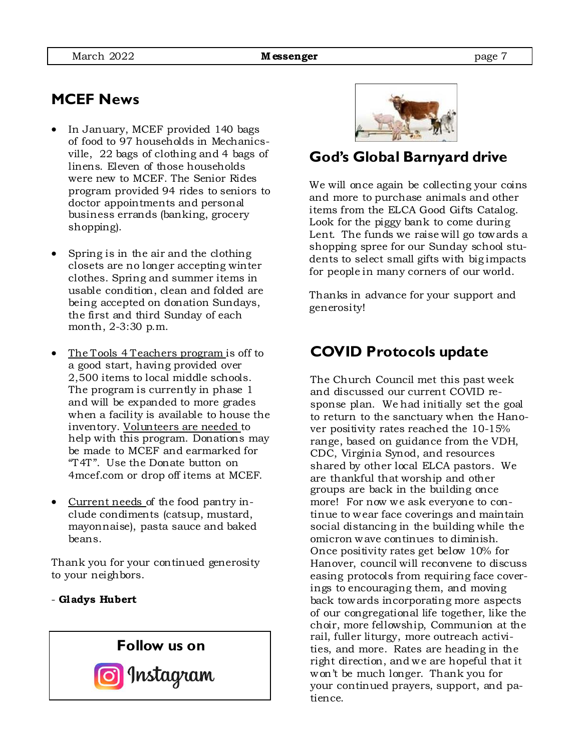## MCEF News

- In January, MCEF provided 140 bags of food to 97 households in Mechanicsville, 22 bags of clothing and 4 bags of linens. Eleven of those households were new to MCEF. The Senior Rides program provided 94 rides to seniors to doctor appointments and personal business errands (banking, grocery shopping).

- Spring is in the air and the clothing closets are no longer accepting winter clothes. Spring and summer items in usable condition, clean and folded are being accepted on donation Sundays, the first and third Sunday of each month, 2-3:30 p.m.

- The Tools 4 Teachers program is off to a good start, having provided over 2,500 items to local middle schools. The program is currently in phase 1 and will be expanded to more grades when a facility is available to house the inventory. Volunteers are needed to help with this program. Donations may be made to MCEF and earmarked for "T4T". Use the Donate button on 4mcef.com or drop off items at MCEF.

- Current needs of the food pantry include condiments (catsup, mustard, mayonnaise), pasta sauce and baked beans.

Thank you for your continued generosity to your neighbors.

- **Gladys Hubert**

**Follow us on Instagram**

## God's Global Barnyard drive

We will once again be collecting your coins and more to purchase animals and other items from the ELCA Good Gifts Catalog. Look for the piggy bank to come during Lent. The funds we raise will go towards a shopping spree for our Sunday school students to select small gifts with big impacts for people in many corners of our world.

Thanks in advance for your support and generosity!

## COVID Protocols update

The Church Council met this past week and discussed our current COVID response plan. We had initially set the goal to return to the sanctuary when the Hanover positivity rates reached the 10-15% range, based on guidance from the VDH, CDC, Virginia Synod, and resources shared by other local ELCA pastors. We are thankful that worship and other groups are back in the building once more! For now we ask everyone to continue to wear face coverings and maintain social distancing in the building while the omicron wave continues to diminish. Once positivity rates get below 10% for Hanover, council will reconvene to discuss easing protocols from requiring face coverings to encouraging them, and moving back towards incorporating more aspects of our congregational life together, like the choir, more fellowship, Communion at the rail, fuller liturgy, more outreach activities, and more. Rates are heading in the right direction, and we are hopeful that it won't be much longer. Thank you for your continued prayers, support, and patience.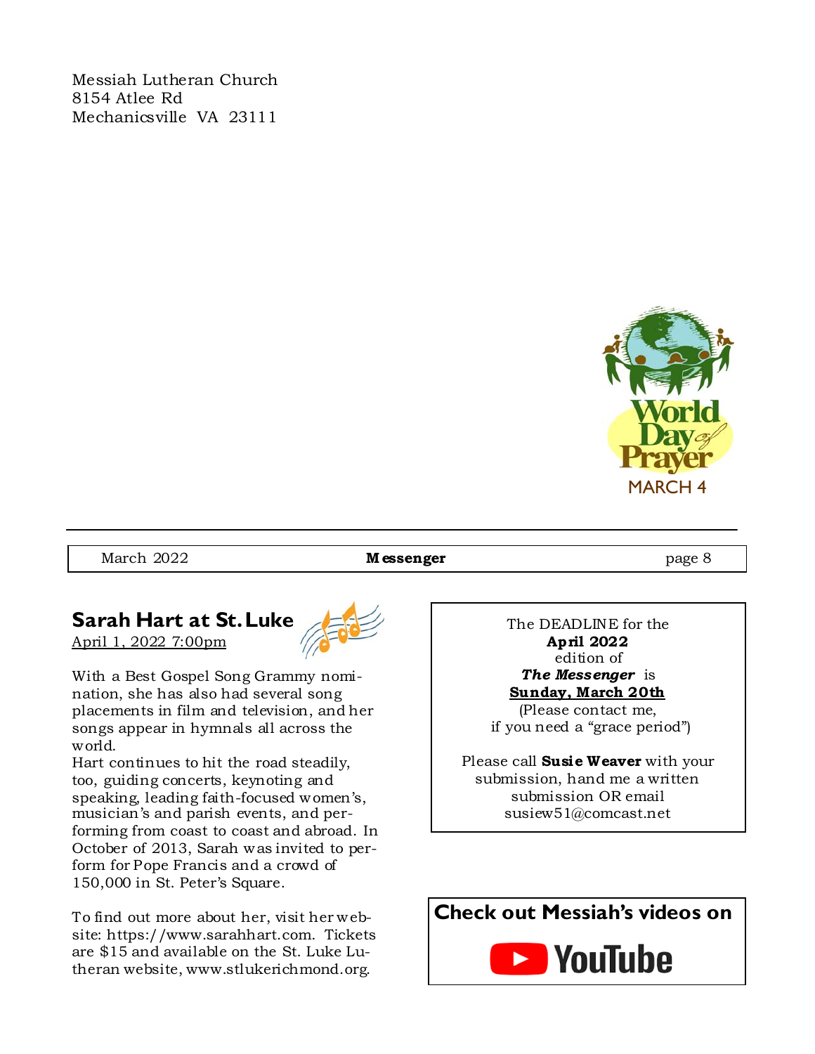Messiah Lutheran Church
8154 Atlee Rd
Mechanicsville VA 23111

World Day of Prayer
MARCH 4

## Sarah Hart at St. Luke

April 1, 2022 7:00pm

With a Best Gospel Song Grammy nomination, she has also had several song placements in film and television, and her songs appear in hymnals all across the world.
Hart continues to hit the road steadily, too, guiding concerts, keynoting and speaking, leading faith-focused women's, musician's and parish events, and performing from coast to coast and abroad. In October of 2013, Sarah was invited to perform for Pope Francis and a crowd of 150,000 in St. Peter's Square.

To find out more about her, visit her website: https://www.sarahhart.com. Tickets are $15 and available on the St. Luke Lutheran website, www.stlukerichmond.org.

The DEADLINE for the **April 2022** edition of ***The Messenger*** is **Sunday, March 20th**
(Please contact me, if you need a "grace period")

Please call **Susie Weaver** with your submission, hand me a written submission OR email susiew51@comcast.net

**Check out Messiah's videos on YouTube**